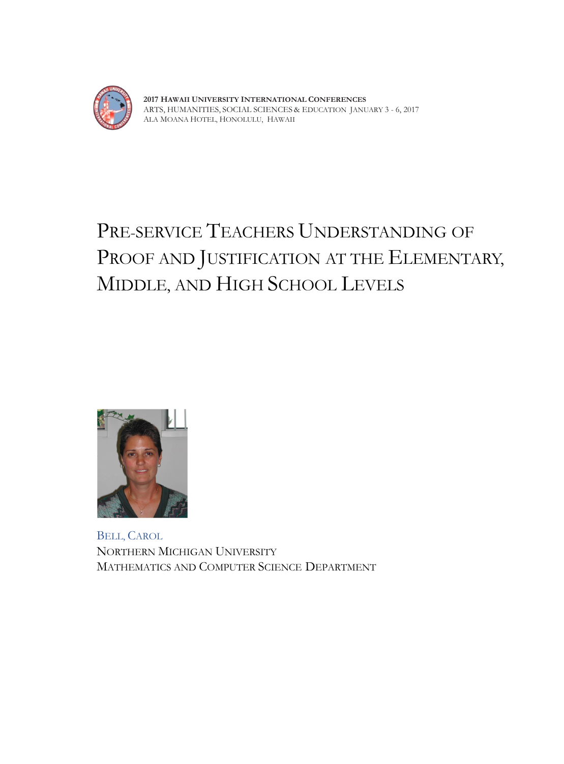**2017 Hawaii University International Conferences**
Arts, Humanities, Social Sciences & Education January 3 - 6, 2017
Ala Moana Hotel, Honolulu, Hawaii

# Pre-service Teachers Understanding of Proof and Justification at the Elementary, Middle, and High School Levels

Bell, Carol
Northern Michigan University
Mathematics and Computer Science Department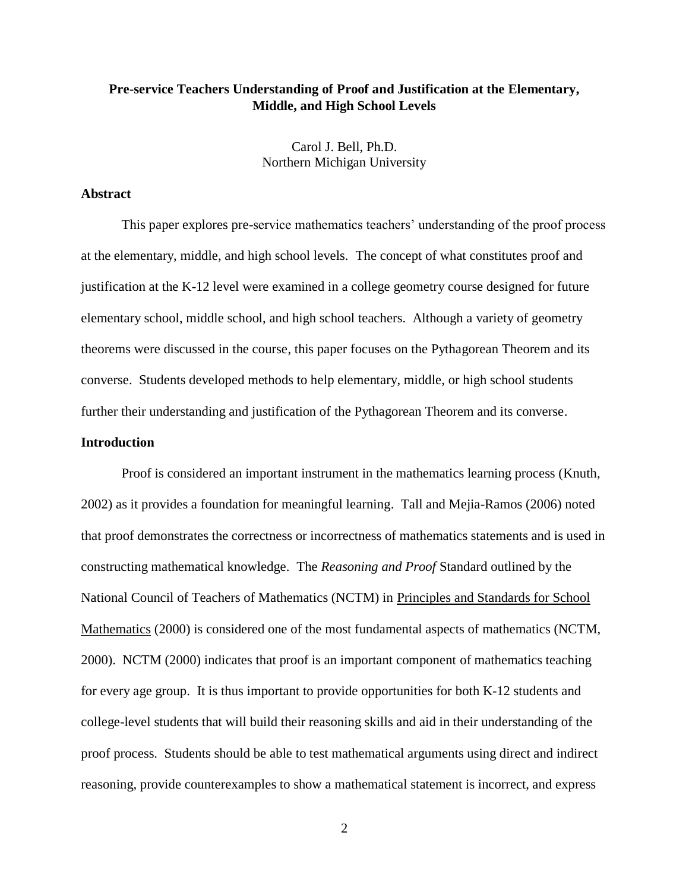# Pre-service Teachers Understanding of Proof and Justification at the Elementary, Middle, and High School Levels

Carol J. Bell, Ph.D.
Northern Michigan University

## Abstract

This paper explores pre-service mathematics teachers' understanding of the proof process at the elementary, middle, and high school levels. The concept of what constitutes proof and justification at the K-12 level were examined in a college geometry course designed for future elementary school, middle school, and high school teachers. Although a variety of geometry theorems were discussed in the course, this paper focuses on the Pythagorean Theorem and its converse. Students developed methods to help elementary, middle, or high school students further their understanding and justification of the Pythagorean Theorem and its converse.

## Introduction

Proof is considered an important instrument in the mathematics learning process (Knuth, 2002) as it provides a foundation for meaningful learning. Tall and Mejia-Ramos (2006) noted that proof demonstrates the correctness or incorrectness of mathematics statements and is used in constructing mathematical knowledge. The *Reasoning and Proof* Standard outlined by the National Council of Teachers of Mathematics (NCTM) in Principles and Standards for School Mathematics (2000) is considered one of the most fundamental aspects of mathematics (NCTM, 2000). NCTM (2000) indicates that proof is an important component of mathematics teaching for every age group. It is thus important to provide opportunities for both K-12 students and college-level students that will build their reasoning skills and aid in their understanding of the proof process. Students should be able to test mathematical arguments using direct and indirect reasoning, provide counterexamples to show a mathematical statement is incorrect, and express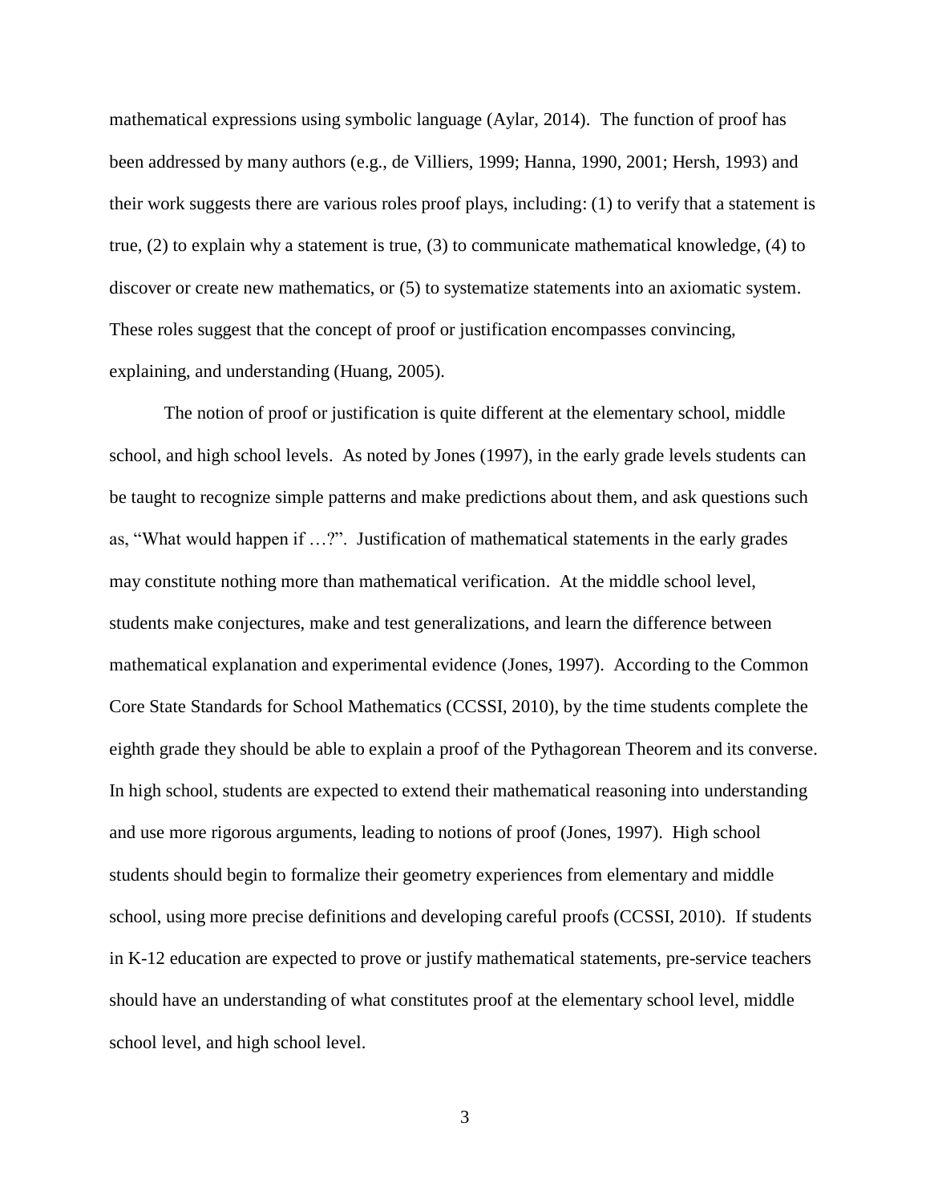mathematical expressions using symbolic language (Aylar, 2014). The function of proof has been addressed by many authors (e.g., de Villiers, 1999; Hanna, 1990, 2001; Hersh, 1993) and their work suggests there are various roles proof plays, including: (1) to verify that a statement is true, (2) to explain why a statement is true, (3) to communicate mathematical knowledge, (4) to discover or create new mathematics, or (5) to systematize statements into an axiomatic system. These roles suggest that the concept of proof or justification encompasses convincing, explaining, and understanding (Huang, 2005).

The notion of proof or justification is quite different at the elementary school, middle school, and high school levels. As noted by Jones (1997), in the early grade levels students can be taught to recognize simple patterns and make predictions about them, and ask questions such as, "What would happen if …?". Justification of mathematical statements in the early grades may constitute nothing more than mathematical verification. At the middle school level, students make conjectures, make and test generalizations, and learn the difference between mathematical explanation and experimental evidence (Jones, 1997). According to the Common Core State Standards for School Mathematics (CCSSI, 2010), by the time students complete the eighth grade they should be able to explain a proof of the Pythagorean Theorem and its converse. In high school, students are expected to extend their mathematical reasoning into understanding and use more rigorous arguments, leading to notions of proof (Jones, 1997). High school students should begin to formalize their geometry experiences from elementary and middle school, using more precise definitions and developing careful proofs (CCSSI, 2010). If students in K-12 education are expected to prove or justify mathematical statements, pre-service teachers should have an understanding of what constitutes proof at the elementary school level, middle school level, and high school level.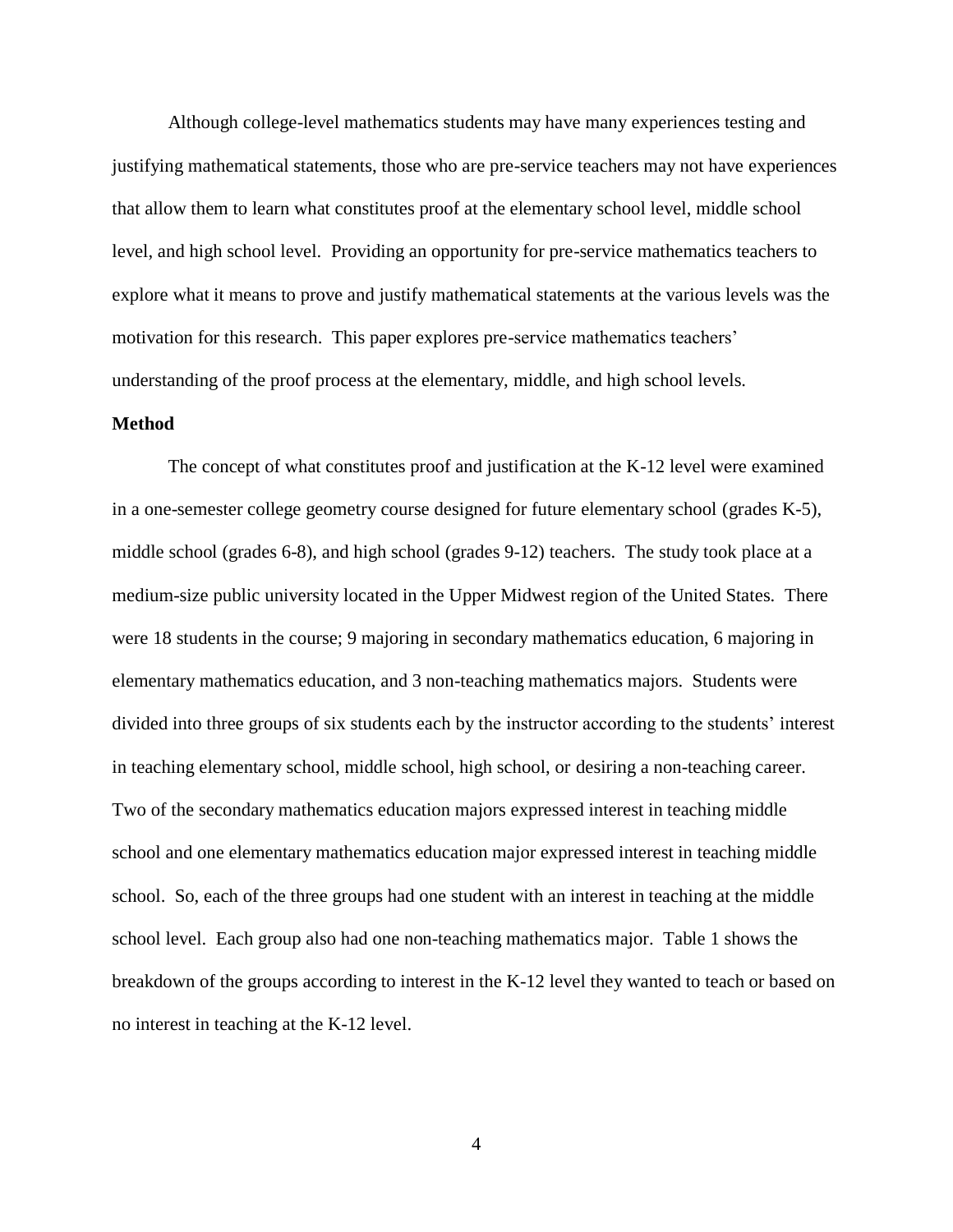Although college-level mathematics students may have many experiences testing and justifying mathematical statements, those who are pre-service teachers may not have experiences that allow them to learn what constitutes proof at the elementary school level, middle school level, and high school level. Providing an opportunity for pre-service mathematics teachers to explore what it means to prove and justify mathematical statements at the various levels was the motivation for this research. This paper explores pre-service mathematics teachers' understanding of the proof process at the elementary, middle, and high school levels.

**Method**

The concept of what constitutes proof and justification at the K-12 level were examined in a one-semester college geometry course designed for future elementary school (grades K-5), middle school (grades 6-8), and high school (grades 9-12) teachers. The study took place at a medium-size public university located in the Upper Midwest region of the United States. There were 18 students in the course; 9 majoring in secondary mathematics education, 6 majoring in elementary mathematics education, and 3 non-teaching mathematics majors. Students were divided into three groups of six students each by the instructor according to the students' interest in teaching elementary school, middle school, high school, or desiring a non-teaching career. Two of the secondary mathematics education majors expressed interest in teaching middle school and one elementary mathematics education major expressed interest in teaching middle school. So, each of the three groups had one student with an interest in teaching at the middle school level. Each group also had one non-teaching mathematics major. Table 1 shows the breakdown of the groups according to interest in the K-12 level they wanted to teach or based on no interest in teaching at the K-12 level.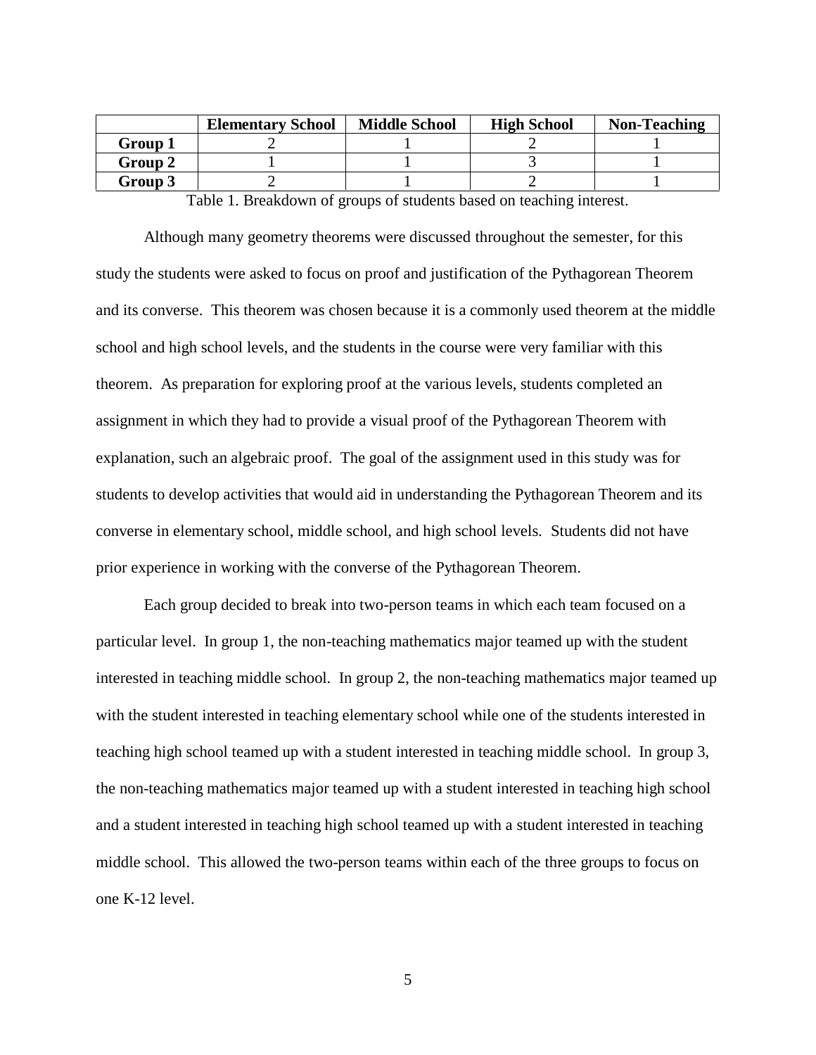| | **Elementary School** | **Middle School** | **High School** | **Non-Teaching** |
|---|---|---|---|---|
| **Group 1** | 2 | 1 | 2 | 1 |
| **Group 2** | 1 | 1 | 3 | 1 |
| **Group 3** | 2 | 1 | 2 | 1 |

Table 1. Breakdown of groups of students based on teaching interest.

Although many geometry theorems were discussed throughout the semester, for this study the students were asked to focus on proof and justification of the Pythagorean Theorem and its converse. This theorem was chosen because it is a commonly used theorem at the middle school and high school levels, and the students in the course were very familiar with this theorem. As preparation for exploring proof at the various levels, students completed an assignment in which they had to provide a visual proof of the Pythagorean Theorem with explanation, such an algebraic proof. The goal of the assignment used in this study was for students to develop activities that would aid in understanding the Pythagorean Theorem and its converse in elementary school, middle school, and high school levels. Students did not have prior experience in working with the converse of the Pythagorean Theorem.

Each group decided to break into two-person teams in which each team focused on a particular level. In group 1, the non-teaching mathematics major teamed up with the student interested in teaching middle school. In group 2, the non-teaching mathematics major teamed up with the student interested in teaching elementary school while one of the students interested in teaching high school teamed up with a student interested in teaching middle school. In group 3, the non-teaching mathematics major teamed up with a student interested in teaching high school and a student interested in teaching high school teamed up with a student interested in teaching middle school. This allowed the two-person teams within each of the three groups to focus on one K-12 level.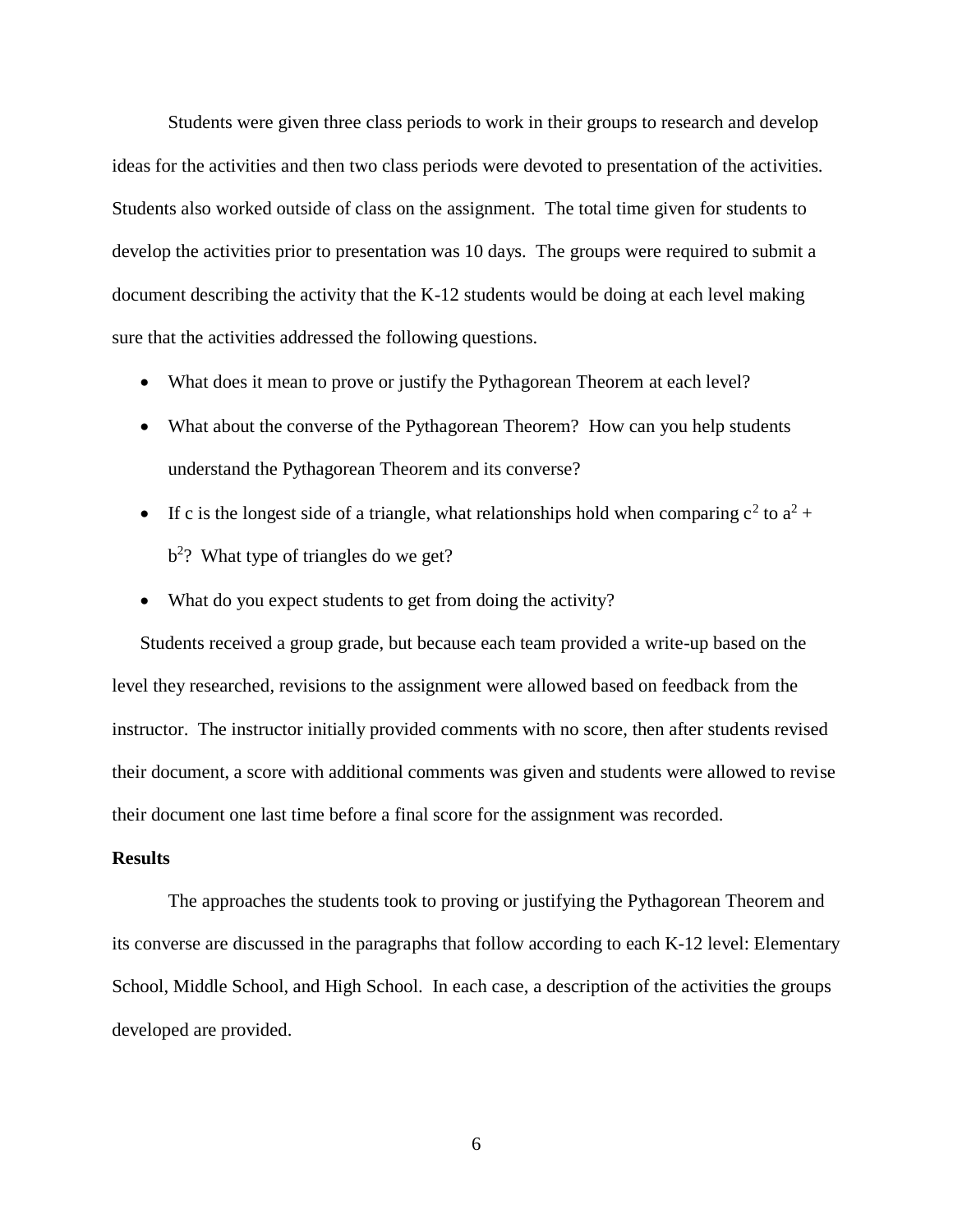Students were given three class periods to work in their groups to research and develop ideas for the activities and then two class periods were devoted to presentation of the activities. Students also worked outside of class on the assignment. The total time given for students to develop the activities prior to presentation was 10 days. The groups were required to submit a document describing the activity that the K-12 students would be doing at each level making sure that the activities addressed the following questions.

- What does it mean to prove or justify the Pythagorean Theorem at each level?
- What about the converse of the Pythagorean Theorem? How can you help students understand the Pythagorean Theorem and its converse?
- If c is the longest side of a triangle, what relationships hold when comparing $c^2$ to $a^2 + b^2$? What type of triangles do we get?
- What do you expect students to get from doing the activity?

Students received a group grade, but because each team provided a write-up based on the level they researched, revisions to the assignment were allowed based on feedback from the instructor. The instructor initially provided comments with no score, then after students revised their document, a score with additional comments was given and students were allowed to revise their document one last time before a final score for the assignment was recorded.

**Results**

The approaches the students took to proving or justifying the Pythagorean Theorem and its converse are discussed in the paragraphs that follow according to each K-12 level: Elementary School, Middle School, and High School. In each case, a description of the activities the groups developed are provided.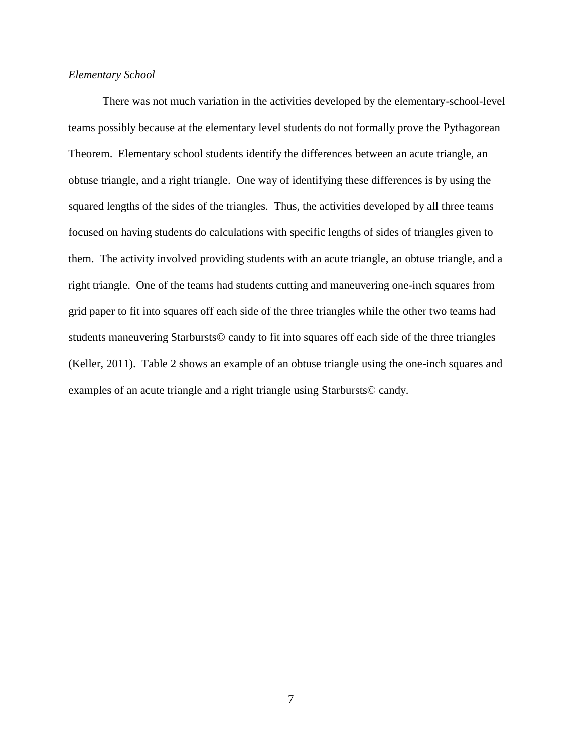*Elementary School*

There was not much variation in the activities developed by the elementary-school-level teams possibly because at the elementary level students do not formally prove the Pythagorean Theorem. Elementary school students identify the differences between an acute triangle, an obtuse triangle, and a right triangle. One way of identifying these differences is by using the squared lengths of the sides of the triangles. Thus, the activities developed by all three teams focused on having students do calculations with specific lengths of sides of triangles given to them. The activity involved providing students with an acute triangle, an obtuse triangle, and a right triangle. One of the teams had students cutting and maneuvering one-inch squares from grid paper to fit into squares off each side of the three triangles while the other two teams had students maneuvering Starbursts© candy to fit into squares off each side of the three triangles (Keller, 2011). Table 2 shows an example of an obtuse triangle using the one-inch squares and examples of an acute triangle and a right triangle using Starbursts© candy.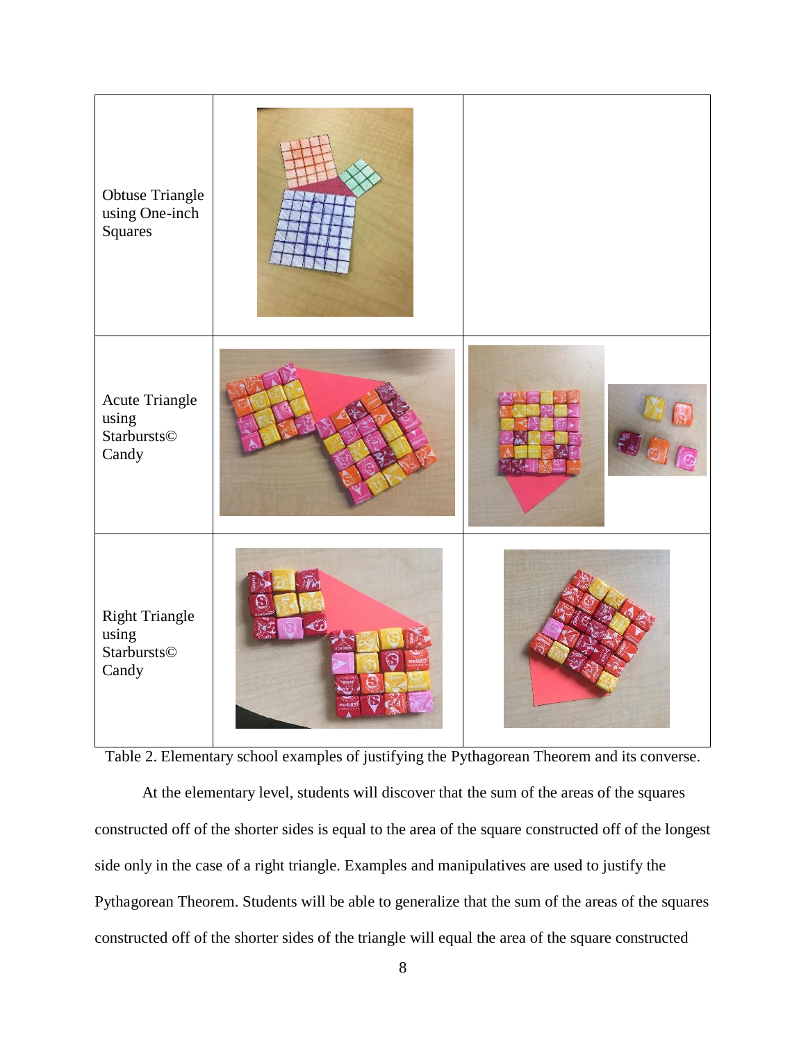| | | |
|---|---|---|
| Obtuse Triangle using One-inch Squares | | |
| Acute Triangle using Starbursts© Candy | | |
| Right Triangle using Starbursts© Candy | | |

Table 2. Elementary school examples of justifying the Pythagorean Theorem and its converse.

At the elementary level, students will discover that the sum of the areas of the squares constructed off of the shorter sides is equal to the area of the square constructed off of the longest side only in the case of a right triangle. Examples and manipulatives are used to justify the Pythagorean Theorem. Students will be able to generalize that the sum of the areas of the squares constructed off of the shorter sides of the triangle will equal the area of the square constructed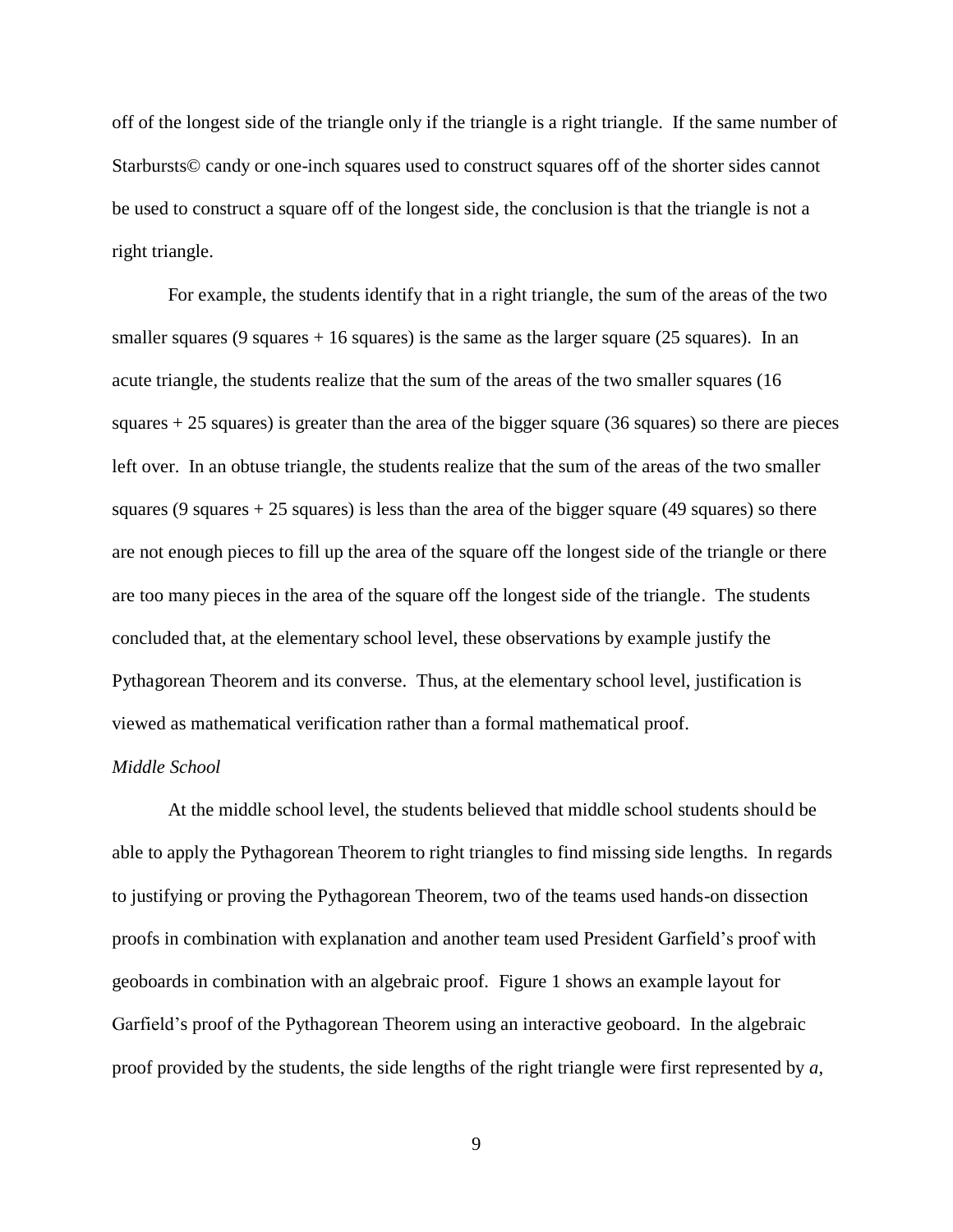off of the longest side of the triangle only if the triangle is a right triangle. If the same number of Starbursts© candy or one-inch squares used to construct squares off of the shorter sides cannot be used to construct a square off of the longest side, the conclusion is that the triangle is not a right triangle.

For example, the students identify that in a right triangle, the sum of the areas of the two smaller squares (9 squares + 16 squares) is the same as the larger square (25 squares). In an acute triangle, the students realize that the sum of the areas of the two smaller squares (16 squares + 25 squares) is greater than the area of the bigger square (36 squares) so there are pieces left over. In an obtuse triangle, the students realize that the sum of the areas of the two smaller squares (9 squares + 25 squares) is less than the area of the bigger square (49 squares) so there are not enough pieces to fill up the area of the square off the longest side of the triangle or there are too many pieces in the area of the square off the longest side of the triangle. The students concluded that, at the elementary school level, these observations by example justify the Pythagorean Theorem and its converse. Thus, at the elementary school level, justification is viewed as mathematical verification rather than a formal mathematical proof.

*Middle School*

At the middle school level, the students believed that middle school students should be able to apply the Pythagorean Theorem to right triangles to find missing side lengths. In regards to justifying or proving the Pythagorean Theorem, two of the teams used hands-on dissection proofs in combination with explanation and another team used President Garfield's proof with geoboards in combination with an algebraic proof. Figure 1 shows an example layout for Garfield's proof of the Pythagorean Theorem using an interactive geoboard. In the algebraic proof provided by the students, the side lengths of the right triangle were first represented by $a$,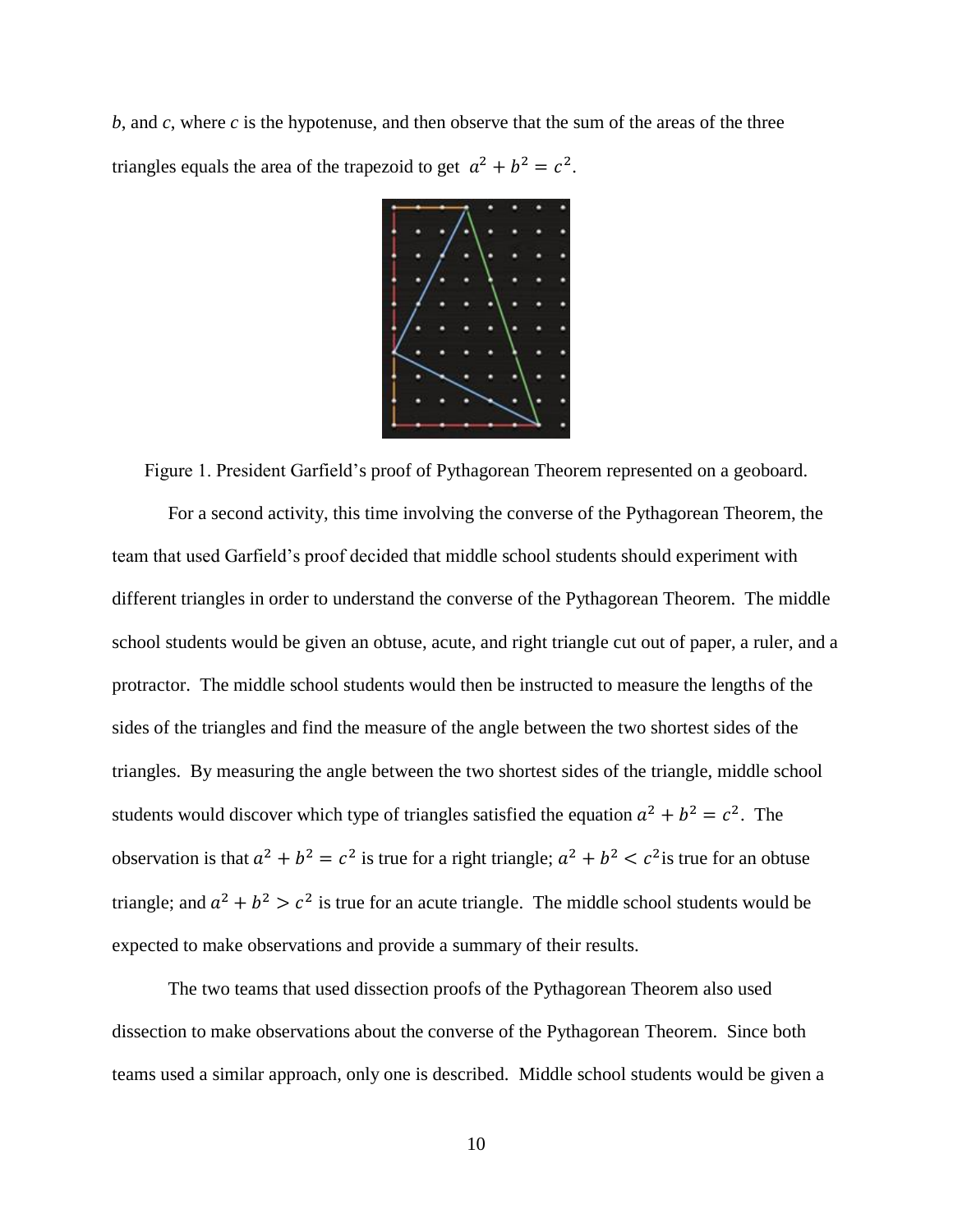$b$, and $c$, where $c$ is the hypotenuse, and then observe that the sum of the areas of the three triangles equals the area of the trapezoid to get $a^2 + b^2 = c^2$.

Figure 1. President Garfield's proof of Pythagorean Theorem represented on a geoboard.

For a second activity, this time involving the converse of the Pythagorean Theorem, the team that used Garfield's proof decided that middle school students should experiment with different triangles in order to understand the converse of the Pythagorean Theorem. The middle school students would be given an obtuse, acute, and right triangle cut out of paper, a ruler, and a protractor. The middle school students would then be instructed to measure the lengths of the sides of the triangles and find the measure of the angle between the two shortest sides of the triangles. By measuring the angle between the two shortest sides of the triangle, middle school students would discover which type of triangles satisfied the equation $a^2 + b^2 = c^2$. The observation is that $a^2 + b^2 = c^2$ is true for a right triangle; $a^2 + b^2 < c^2$ is true for an obtuse triangle; and $a^2 + b^2 > c^2$ is true for an acute triangle. The middle school students would be expected to make observations and provide a summary of their results.

The two teams that used dissection proofs of the Pythagorean Theorem also used dissection to make observations about the converse of the Pythagorean Theorem. Since both teams used a similar approach, only one is described. Middle school students would be given a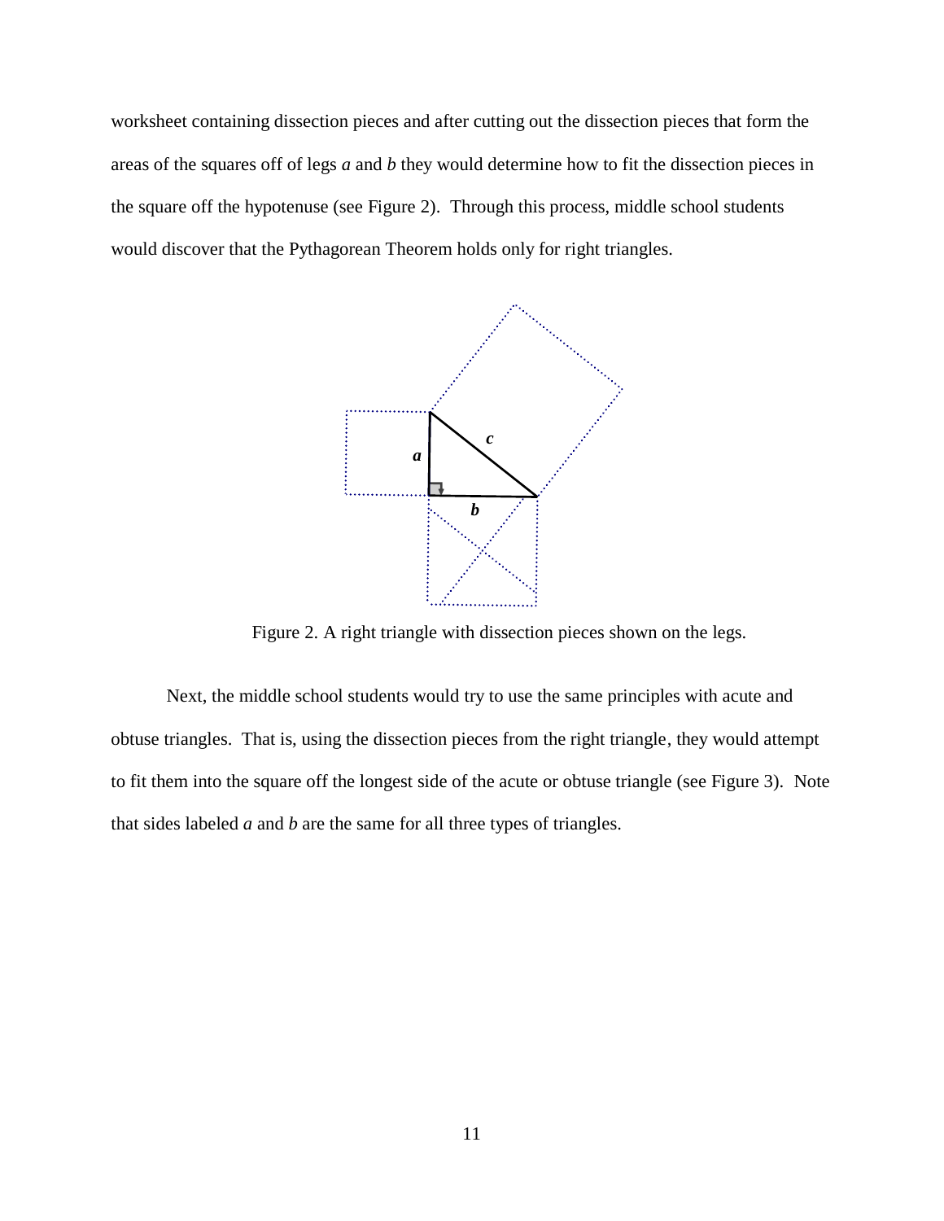worksheet containing dissection pieces and after cutting out the dissection pieces that form the areas of the squares off of legs *a* and *b* they would determine how to fit the dissection pieces in the square off the hypotenuse (see Figure 2). Through this process, middle school students would discover that the Pythagorean Theorem holds only for right triangles.

Figure 2. A right triangle with dissection pieces shown on the legs.

Next, the middle school students would try to use the same principles with acute and obtuse triangles. That is, using the dissection pieces from the right triangle, they would attempt to fit them into the square off the longest side of the acute or obtuse triangle (see Figure 3). Note that sides labeled *a* and *b* are the same for all three types of triangles.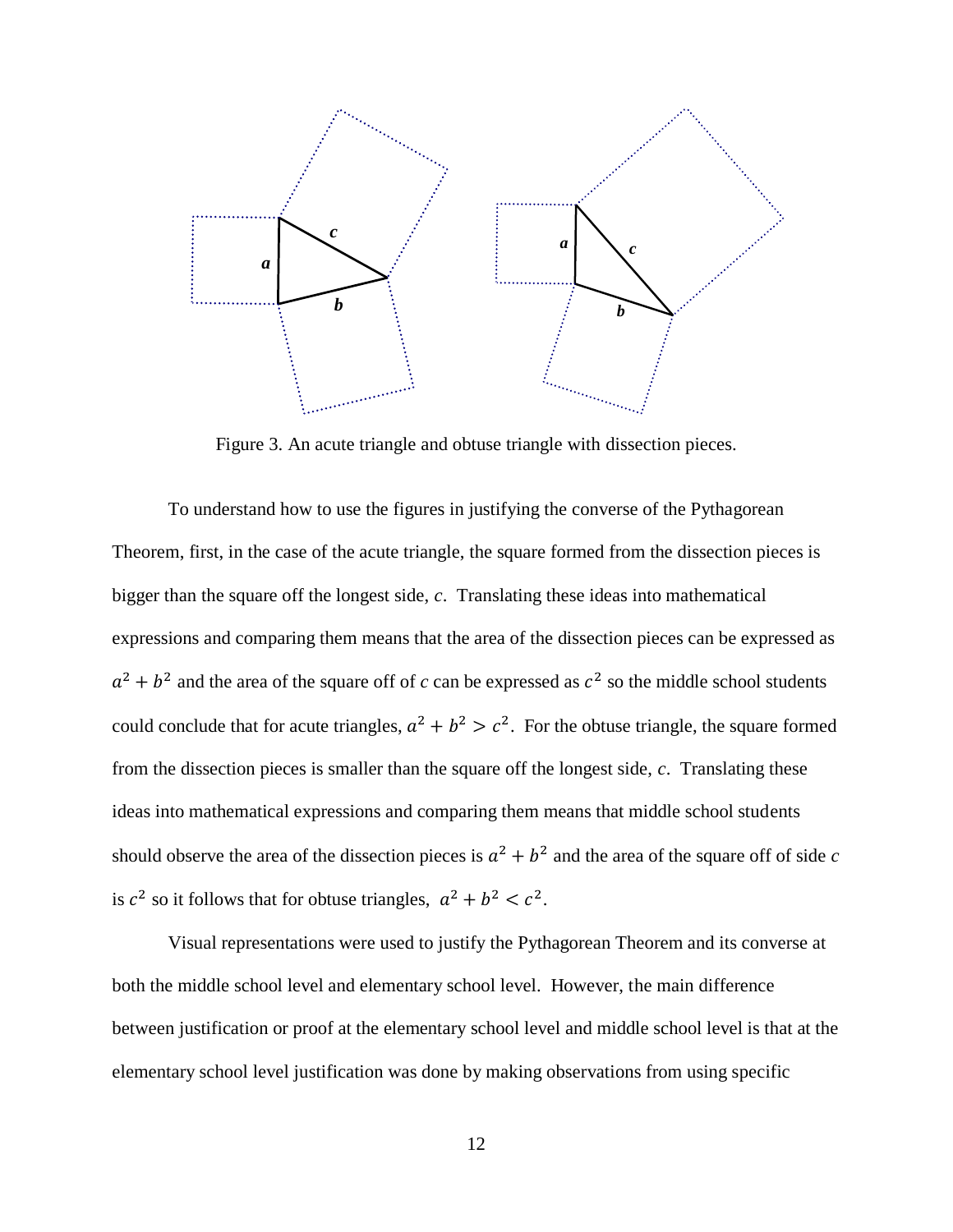Figure 3. An acute triangle and obtuse triangle with dissection pieces.

To understand how to use the figures in justifying the converse of the Pythagorean Theorem, first, in the case of the acute triangle, the square formed from the dissection pieces is bigger than the square off the longest side, $c$. Translating these ideas into mathematical expressions and comparing them means that the area of the dissection pieces can be expressed as $a^2 + b^2$ and the area of the square off of $c$ can be expressed as $c^2$ so the middle school students could conclude that for acute triangles, $a^2 + b^2 > c^2$. For the obtuse triangle, the square formed from the dissection pieces is smaller than the square off the longest side, $c$. Translating these ideas into mathematical expressions and comparing them means that middle school students should observe the area of the dissection pieces is $a^2 + b^2$ and the area of the square off of side $c$ is $c^2$ so it follows that for obtuse triangles, $a^2 + b^2 < c^2$.

Visual representations were used to justify the Pythagorean Theorem and its converse at both the middle school level and elementary school level. However, the main difference between justification or proof at the elementary school level and middle school level is that at the elementary school level justification was done by making observations from using specific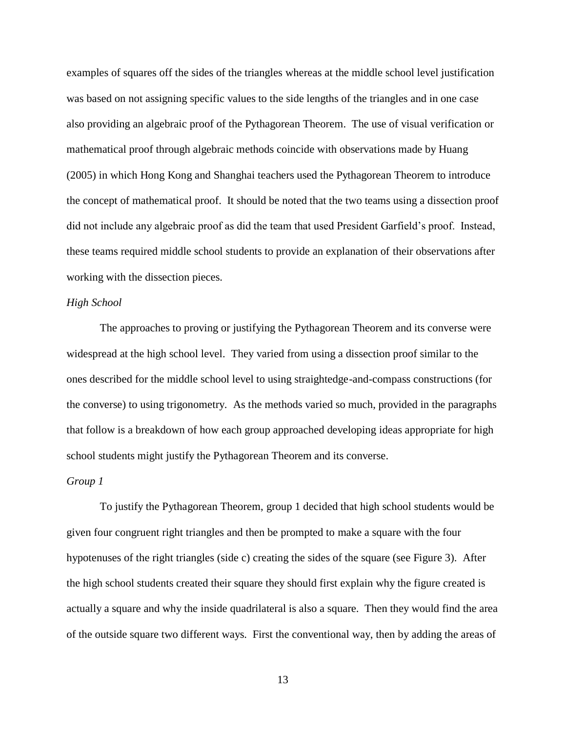examples of squares off the sides of the triangles whereas at the middle school level justification was based on not assigning specific values to the side lengths of the triangles and in one case also providing an algebraic proof of the Pythagorean Theorem. The use of visual verification or mathematical proof through algebraic methods coincide with observations made by Huang (2005) in which Hong Kong and Shanghai teachers used the Pythagorean Theorem to introduce the concept of mathematical proof. It should be noted that the two teams using a dissection proof did not include any algebraic proof as did the team that used President Garfield's proof. Instead, these teams required middle school students to provide an explanation of their observations after working with the dissection pieces.

*High School*

The approaches to proving or justifying the Pythagorean Theorem and its converse were widespread at the high school level. They varied from using a dissection proof similar to the ones described for the middle school level to using straightedge-and-compass constructions (for the converse) to using trigonometry. As the methods varied so much, provided in the paragraphs that follow is a breakdown of how each group approached developing ideas appropriate for high school students might justify the Pythagorean Theorem and its converse.

*Group 1*

To justify the Pythagorean Theorem, group 1 decided that high school students would be given four congruent right triangles and then be prompted to make a square with the four hypotenuses of the right triangles (side c) creating the sides of the square (see Figure 3). After the high school students created their square they should first explain why the figure created is actually a square and why the inside quadrilateral is also a square. Then they would find the area of the outside square two different ways. First the conventional way, then by adding the areas of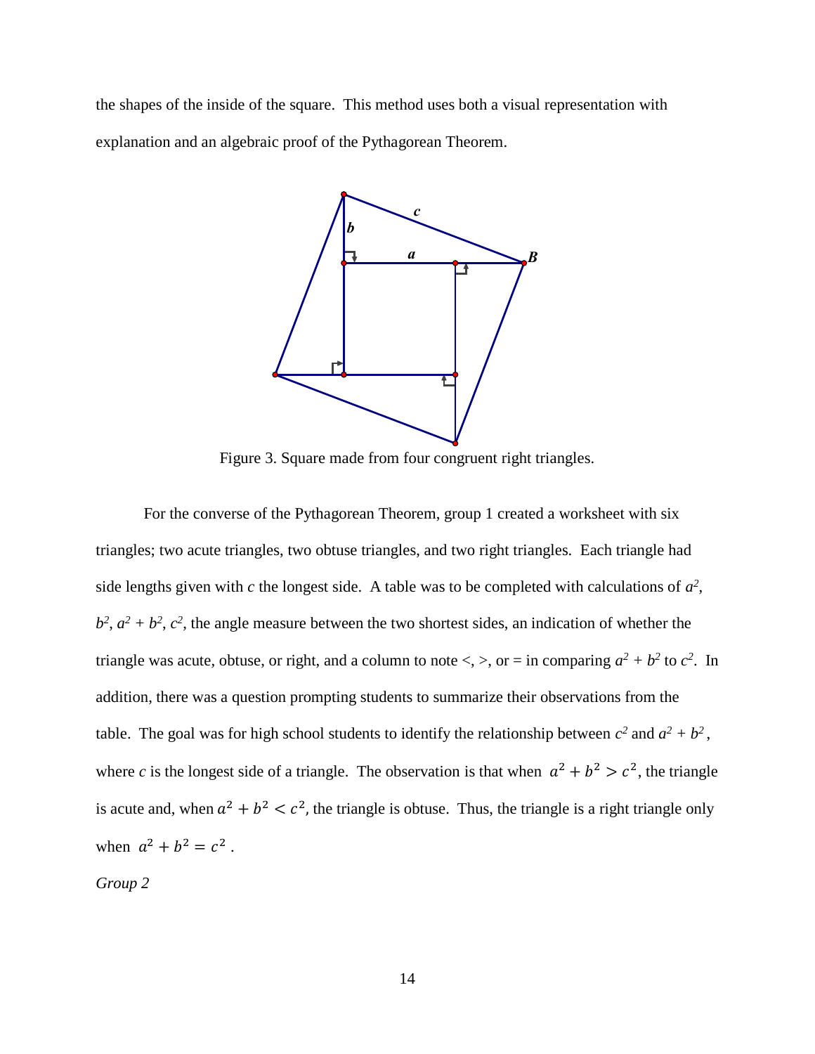the shapes of the inside of the square. This method uses both a visual representation with explanation and an algebraic proof of the Pythagorean Theorem.

Figure 3. Square made from four congruent right triangles.

For the converse of the Pythagorean Theorem, group 1 created a worksheet with six triangles; two acute triangles, two obtuse triangles, and two right triangles. Each triangle had side lengths given with $c$ the longest side. A table was to be completed with calculations of $a^2$, $b^2$, $a^2 + b^2$, $c^2$, the angle measure between the two shortest sides, an indication of whether the triangle was acute, obtuse, or right, and a column to note <, >, or = in comparing $a^2 + b^2$ to $c^2$. In addition, there was a question prompting students to summarize their observations from the table. The goal was for high school students to identify the relationship between $c^2$ and $a^2 + b^2$, where $c$ is the longest side of a triangle. The observation is that when $a^2 + b^2 > c^2$, the triangle is acute and, when $a^2 + b^2 < c^2$, the triangle is obtuse. Thus, the triangle is a right triangle only when $a^2 + b^2 = c^2$.

*Group 2*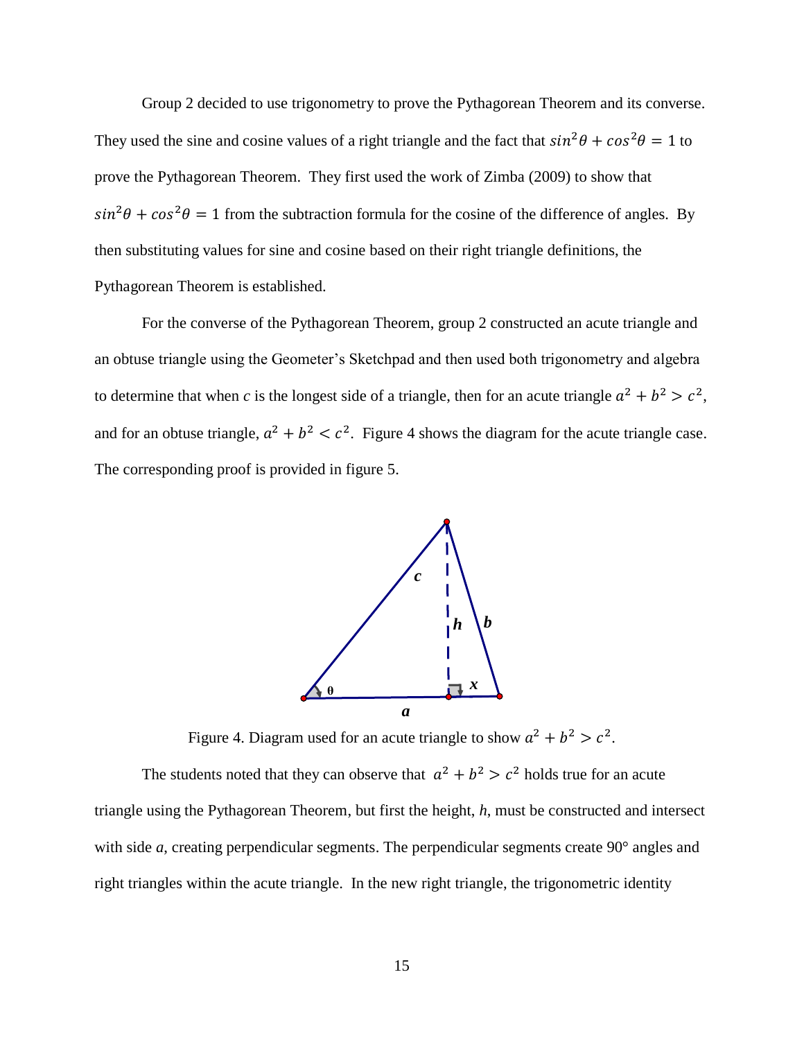Group 2 decided to use trigonometry to prove the Pythagorean Theorem and its converse. They used the sine and cosine values of a right triangle and the fact that $sin^2\theta + cos^2\theta = 1$ to prove the Pythagorean Theorem. They first used the work of Zimba (2009) to show that $sin^2\theta + cos^2\theta = 1$ from the subtraction formula for the cosine of the difference of angles. By then substituting values for sine and cosine based on their right triangle definitions, the Pythagorean Theorem is established.

For the converse of the Pythagorean Theorem, group 2 constructed an acute triangle and an obtuse triangle using the Geometer's Sketchpad and then used both trigonometry and algebra to determine that when *c* is the longest side of a triangle, then for an acute triangle $a^2 + b^2 > c^2$, and for an obtuse triangle, $a^2 + b^2 < c^2$. Figure 4 shows the diagram for the acute triangle case. The corresponding proof is provided in figure 5.

Figure 4. Diagram used for an acute triangle to show $a^2 + b^2 > c^2$.

The students noted that they can observe that $a^2 + b^2 > c^2$ holds true for an acute triangle using the Pythagorean Theorem, but first the height, *h*, must be constructed and intersect with side *a*, creating perpendicular segments. The perpendicular segments create 90° angles and right triangles within the acute triangle. In the new right triangle, the trigonometric identity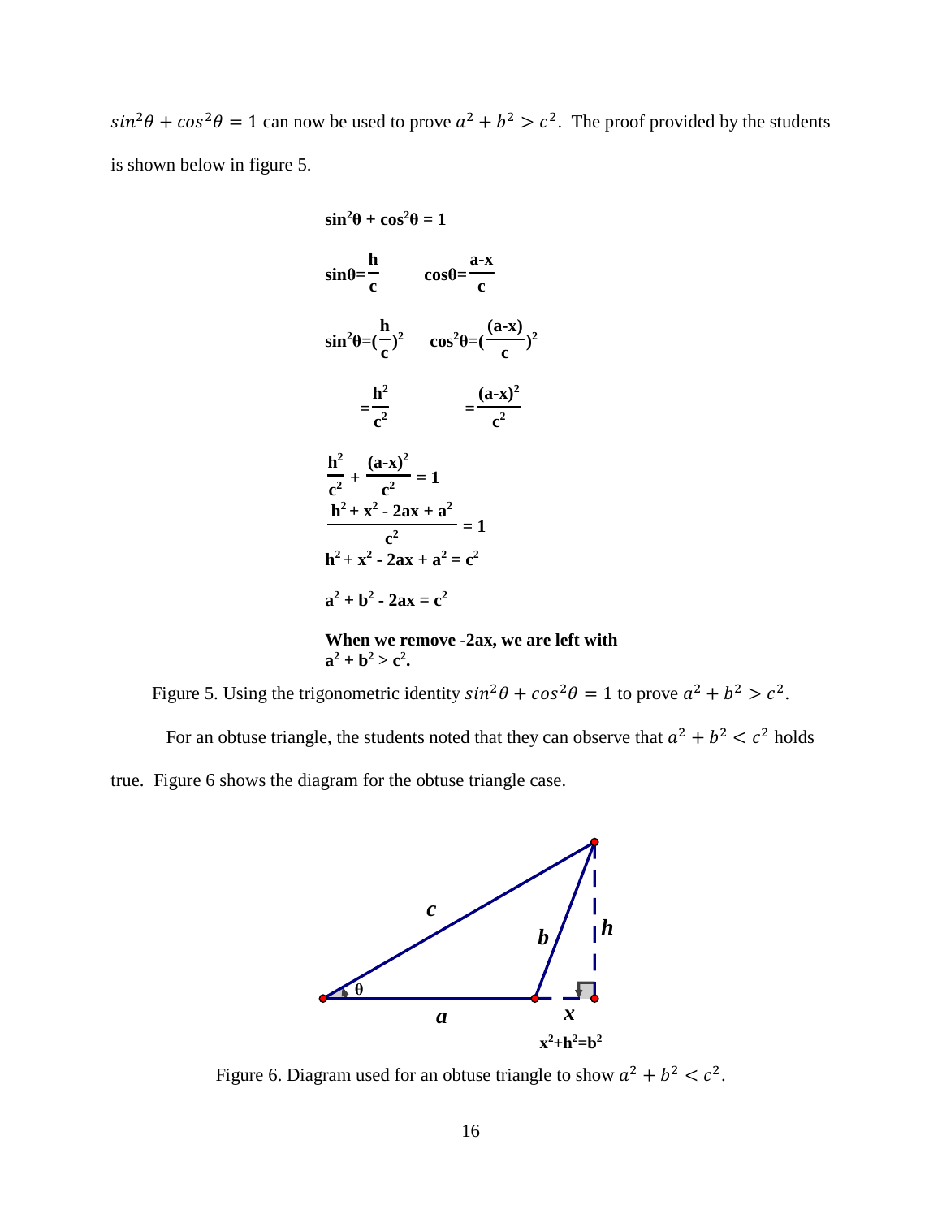$sin^2\theta + cos^2\theta = 1$ can now be used to prove $a^2 + b^2 > c^2$. The proof provided by the students is shown below in figure 5.

$$\sin^2\theta + \cos^2\theta = 1$$

$$\sin\theta = \frac{h}{c} \qquad \cos\theta = \frac{a-x}{c}$$

$$\sin^2\theta = \left(\frac{h}{c}\right)^2 \qquad \cos^2\theta = \left(\frac{(a-x)}{c}\right)^2$$

$$= \frac{h^2}{c^2} \qquad = \frac{(a-x)^2}{c^2}$$

$$\frac{h^2}{c^2} + \frac{(a-x)^2}{c^2} = 1$$

$$\frac{h^2 + x^2 - 2ax + a^2}{c^2} = 1$$

$$h^2 + x^2 - 2ax + a^2 = c^2$$

$$a^2 + b^2 - 2ax = c^2$$

**When we remove -2ax, we are left with $a^2 + b^2 > c^2$.**

Figure 5. Using the trigonometric identity $sin^2\theta + cos^2\theta = 1$ to prove $a^2 + b^2 > c^2$.

For an obtuse triangle, the students noted that they can observe that $a^2 + b^2 < c^2$ holds true. Figure 6 shows the diagram for the obtuse triangle case.

$x^2+h^2=b^2$

Figure 6. Diagram used for an obtuse triangle to show $a^2 + b^2 < c^2$.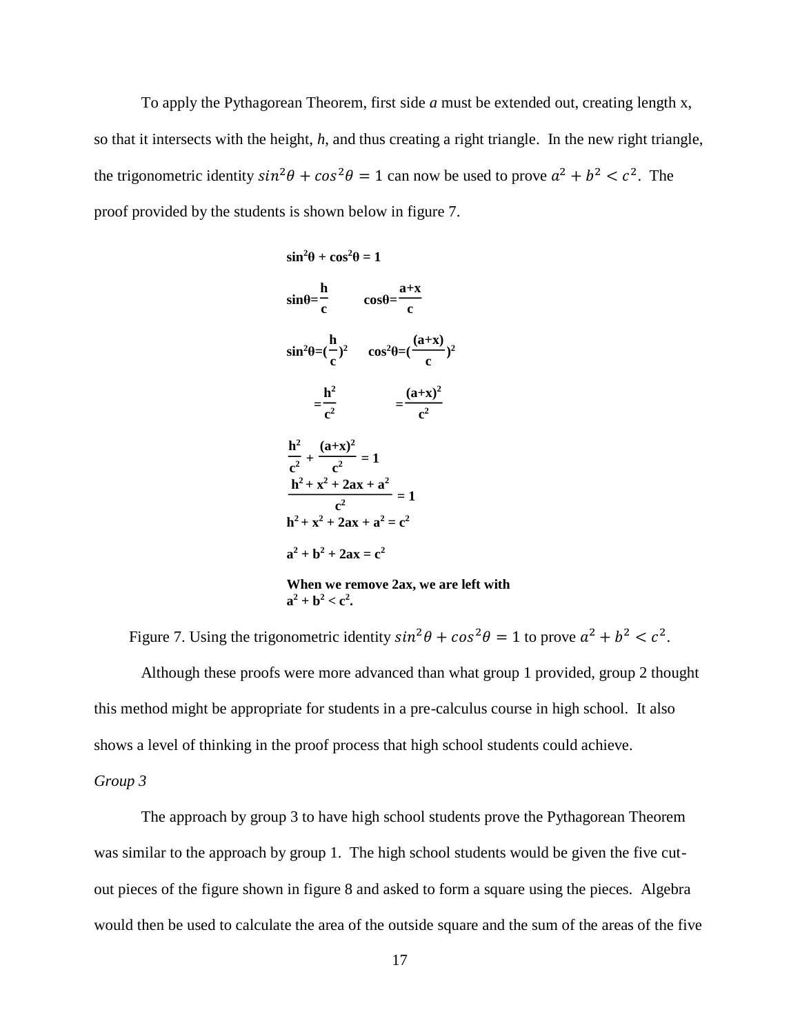To apply the Pythagorean Theorem, first side *a* must be extended out, creating length x, so that it intersects with the height, *h*, and thus creating a right triangle. In the new right triangle, the trigonometric identity $sin^2\theta + cos^2\theta = 1$ can now be used to prove $a^2 + b^2 < c^2$. The proof provided by the students is shown below in figure 7.

$$\sin^2\theta + \cos^2\theta = 1$$

$$\sin\theta = \frac{h}{c} \qquad \cos\theta = \frac{a+x}{c}$$

$$\sin^2\theta = \left(\frac{h}{c}\right)^2 \qquad \cos^2\theta = \left(\frac{(a+x)}{c}\right)^2$$

$$= \frac{h^2}{c^2} \qquad = \frac{(a+x)^2}{c^2}$$

$$\frac{h^2}{c^2} + \frac{(a+x)^2}{c^2} = 1$$

$$\frac{h^2 + x^2 + 2ax + a^2}{c^2} = 1$$

$$h^2 + x^2 + 2ax + a^2 = c^2$$

$$a^2 + b^2 + 2ax = c^2$$

**When we remove 2ax, we are left with $a^2 + b^2 < c^2$.**

Figure 7. Using the trigonometric identity $sin^2\theta + cos^2\theta = 1$ to prove $a^2 + b^2 < c^2$.

Although these proofs were more advanced than what group 1 provided, group 2 thought this method might be appropriate for students in a pre-calculus course in high school. It also shows a level of thinking in the proof process that high school students could achieve.

*Group 3*

The approach by group 3 to have high school students prove the Pythagorean Theorem was similar to the approach by group 1. The high school students would be given the five cut-out pieces of the figure shown in figure 8 and asked to form a square using the pieces. Algebra would then be used to calculate the area of the outside square and the sum of the areas of the five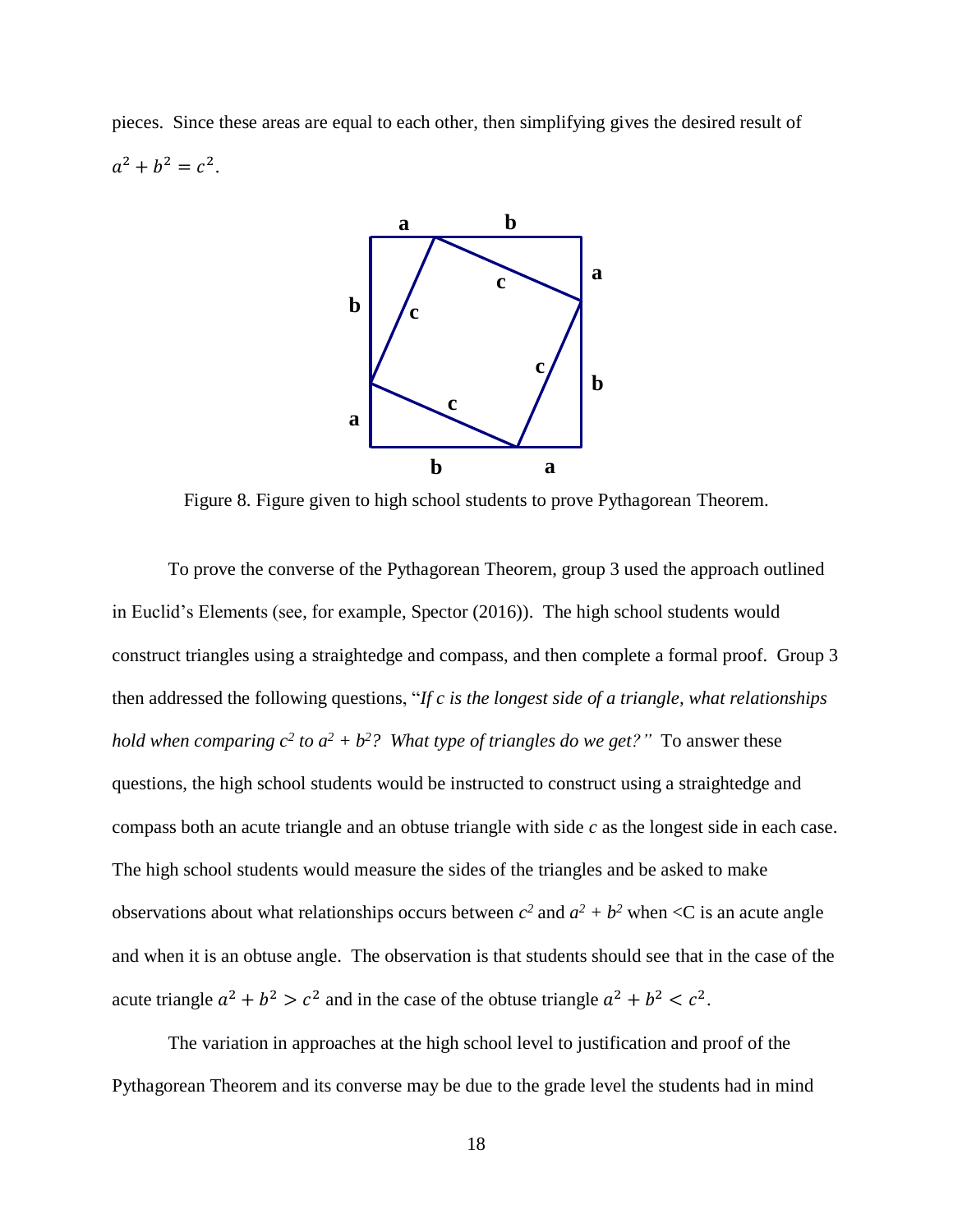pieces. Since these areas are equal to each other, then simplifying gives the desired result of $a^2 + b^2 = c^2$.

Figure 8. Figure given to high school students to prove Pythagorean Theorem.

To prove the converse of the Pythagorean Theorem, group 3 used the approach outlined in Euclid's Elements (see, for example, Spector (2016)). The high school students would construct triangles using a straightedge and compass, and then complete a formal proof. Group 3 then addressed the following questions, "*If c is the longest side of a triangle, what relationships hold when comparing $c^2$ to $a^2 + b^2$? What type of triangles do we get?"* To answer these questions, the high school students would be instructed to construct using a straightedge and compass both an acute triangle and an obtuse triangle with side *c* as the longest side in each case. The high school students would measure the sides of the triangles and be asked to make observations about what relationships occurs between $c^2$ and $a^2 + b^2$ when <C is an acute angle and when it is an obtuse angle. The observation is that students should see that in the case of the acute triangle $a^2 + b^2 > c^2$ and in the case of the obtuse triangle $a^2 + b^2 < c^2$.

The variation in approaches at the high school level to justification and proof of the Pythagorean Theorem and its converse may be due to the grade level the students had in mind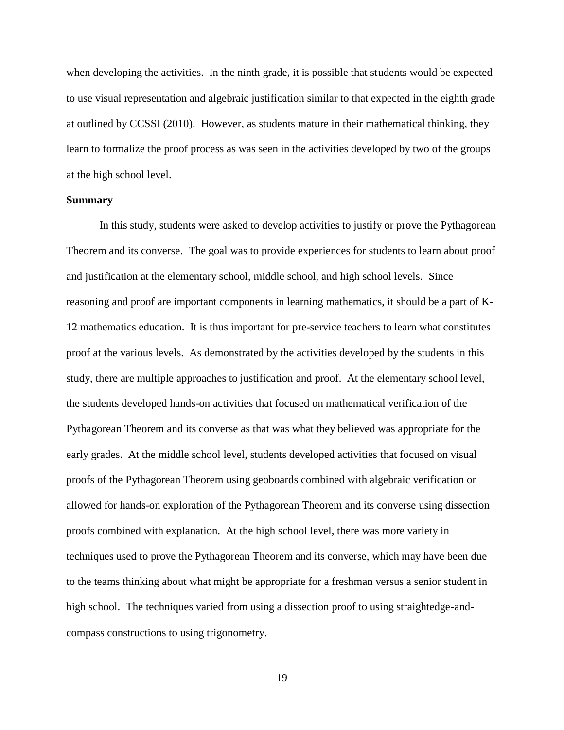when developing the activities. In the ninth grade, it is possible that students would be expected to use visual representation and algebraic justification similar to that expected in the eighth grade at outlined by CCSSI (2010). However, as students mature in their mathematical thinking, they learn to formalize the proof process as was seen in the activities developed by two of the groups at the high school level.

**Summary**

In this study, students were asked to develop activities to justify or prove the Pythagorean Theorem and its converse. The goal was to provide experiences for students to learn about proof and justification at the elementary school, middle school, and high school levels. Since reasoning and proof are important components in learning mathematics, it should be a part of K-12 mathematics education. It is thus important for pre-service teachers to learn what constitutes proof at the various levels. As demonstrated by the activities developed by the students in this study, there are multiple approaches to justification and proof. At the elementary school level, the students developed hands-on activities that focused on mathematical verification of the Pythagorean Theorem and its converse as that was what they believed was appropriate for the early grades. At the middle school level, students developed activities that focused on visual proofs of the Pythagorean Theorem using geoboards combined with algebraic verification or allowed for hands-on exploration of the Pythagorean Theorem and its converse using dissection proofs combined with explanation. At the high school level, there was more variety in techniques used to prove the Pythagorean Theorem and its converse, which may have been due to the teams thinking about what might be appropriate for a freshman versus a senior student in high school. The techniques varied from using a dissection proof to using straightedge-and-compass constructions to using trigonometry.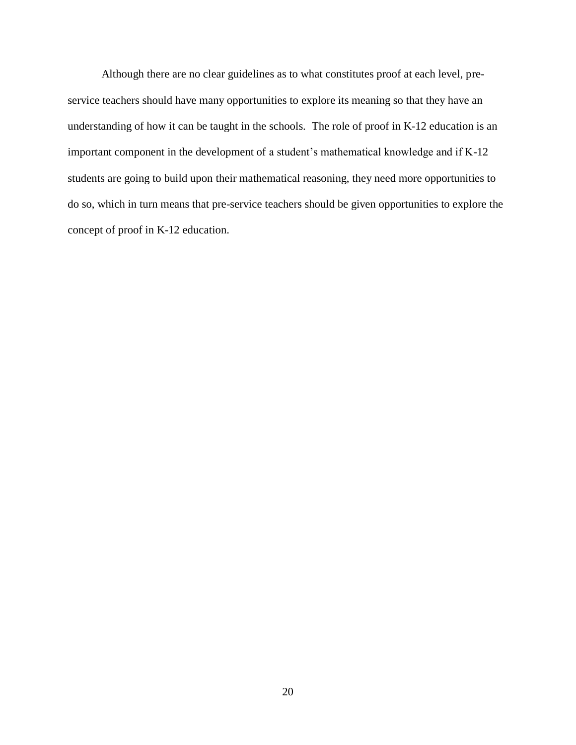Although there are no clear guidelines as to what constitutes proof at each level, pre-service teachers should have many opportunities to explore its meaning so that they have an understanding of how it can be taught in the schools.  The role of proof in K-12 education is an important component in the development of a student's mathematical knowledge and if K-12 students are going to build upon their mathematical reasoning, they need more opportunities to do so, which in turn means that pre-service teachers should be given opportunities to explore the concept of proof in K-12 education.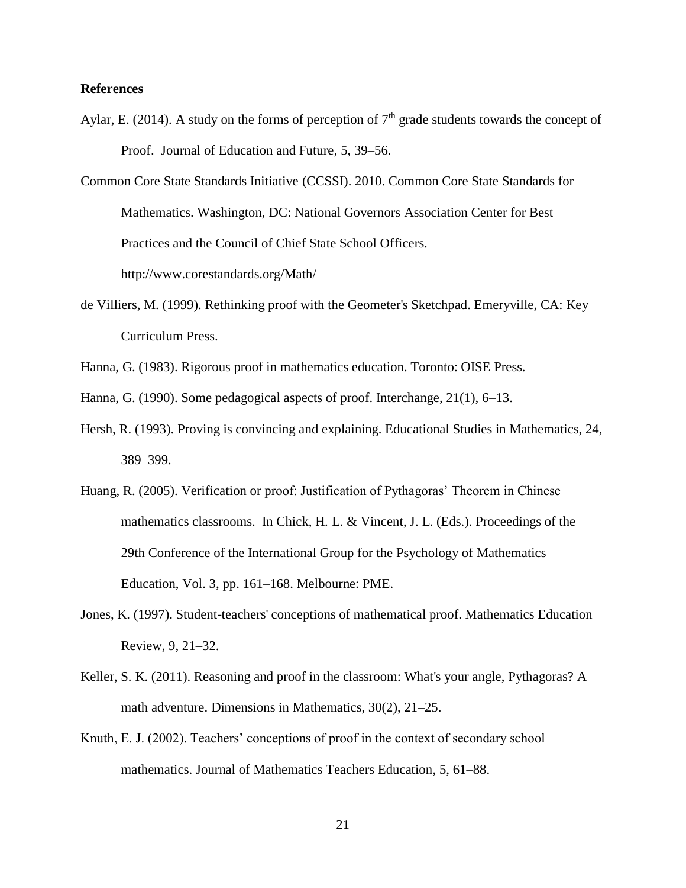**References**

Aylar, E. (2014). A study on the forms of perception of 7th grade students towards the concept of Proof. Journal of Education and Future, 5, 39–56.

Common Core State Standards Initiative (CCSSI). 2010. Common Core State Standards for Mathematics. Washington, DC: National Governors Association Center for Best Practices and the Council of Chief State School Officers. http://www.corestandards.org/Math/

de Villiers, M. (1999). Rethinking proof with the Geometer's Sketchpad. Emeryville, CA: Key Curriculum Press.

Hanna, G. (1983). Rigorous proof in mathematics education. Toronto: OISE Press.

Hanna, G. (1990). Some pedagogical aspects of proof. Interchange, 21(1), 6–13.

Hersh, R. (1993). Proving is convincing and explaining. Educational Studies in Mathematics, 24, 389–399.

Huang, R. (2005). Verification or proof: Justification of Pythagoras' Theorem in Chinese mathematics classrooms. In Chick, H. L. & Vincent, J. L. (Eds.). Proceedings of the 29th Conference of the International Group for the Psychology of Mathematics Education, Vol. 3, pp. 161–168. Melbourne: PME.

Jones, K. (1997). Student-teachers' conceptions of mathematical proof. Mathematics Education Review, 9, 21–32.

Keller, S. K. (2011). Reasoning and proof in the classroom: What's your angle, Pythagoras? A math adventure. Dimensions in Mathematics, 30(2), 21–25.

Knuth, E. J. (2002). Teachers' conceptions of proof in the context of secondary school mathematics. Journal of Mathematics Teachers Education, 5, 61–88.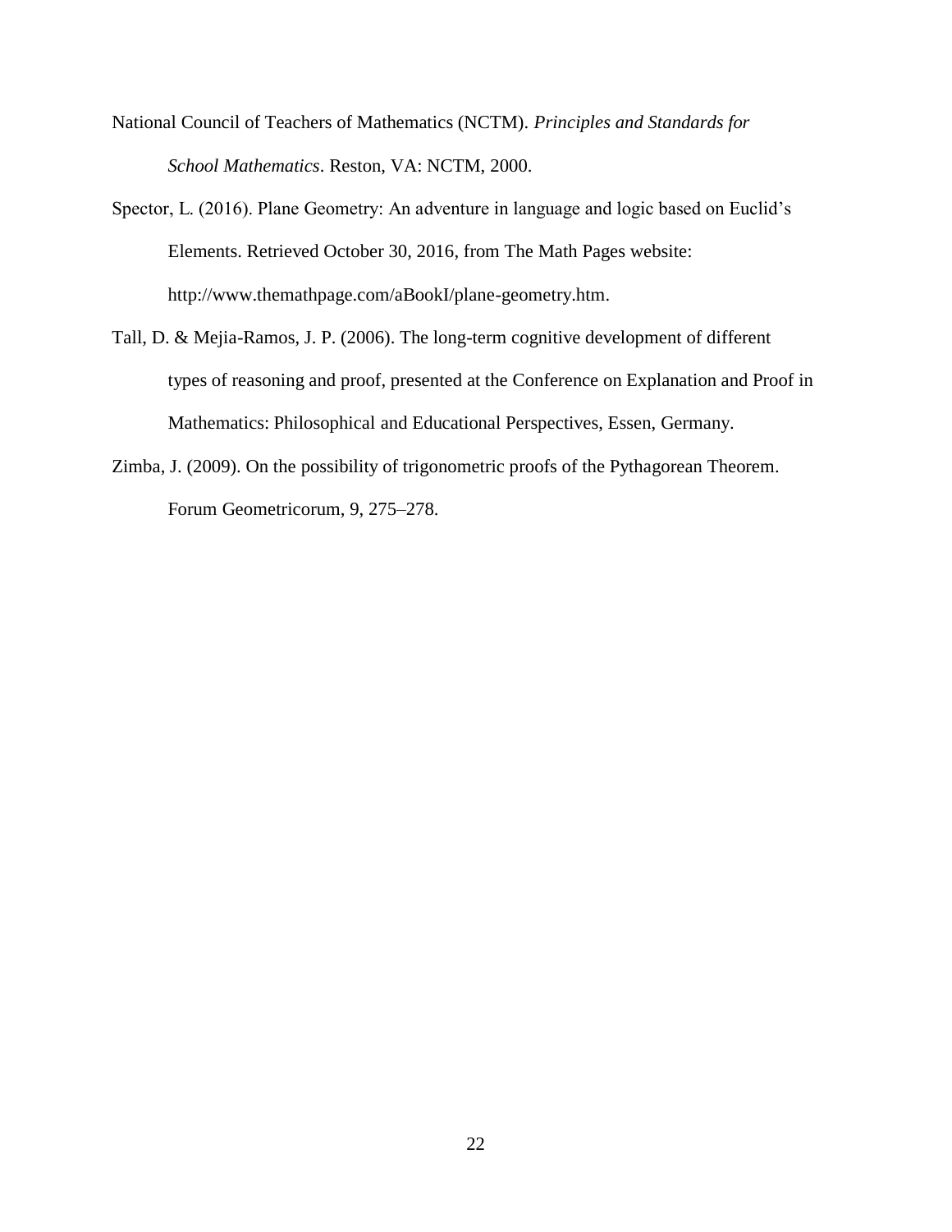National Council of Teachers of Mathematics (NCTM). *Principles and Standards for School Mathematics*. Reston, VA: NCTM, 2000.

Spector, L. (2016). Plane Geometry: An adventure in language and logic based on Euclid's Elements. Retrieved October 30, 2016, from The Math Pages website: http://www.themathpage.com/aBookI/plane-geometry.htm.

Tall, D. & Mejia-Ramos, J. P. (2006). The long-term cognitive development of different types of reasoning and proof, presented at the Conference on Explanation and Proof in Mathematics: Philosophical and Educational Perspectives, Essen, Germany.

Zimba, J. (2009). On the possibility of trigonometric proofs of the Pythagorean Theorem. Forum Geometricorum, 9, 275–278.